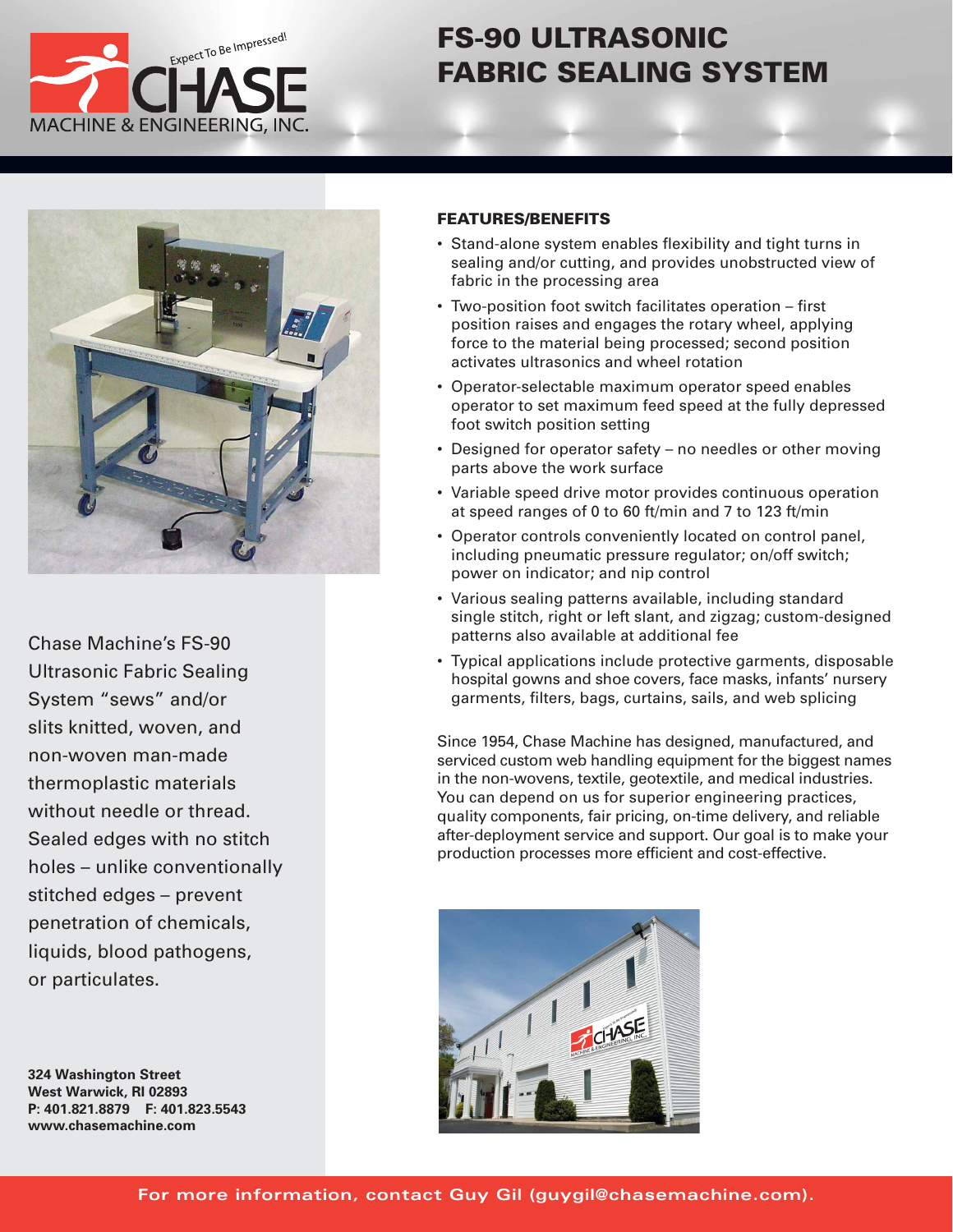Expect To Be Impressed!

CHASE MACHINE & ENGINEERING, INC.

# FS-90 ULTRASONIC FABRIC SEALING SYSTEM

Chase Machine's FS-90 Ultrasonic Fabric Sealing System "sews" and/or slits knitted, woven, and non-woven man-made thermoplastic materials without needle or thread. Sealed edges with no stitch holes – unlike conventionally stitched edges – prevent penetration of chemicals, liquids, blood pathogens, or particulates.

## FEATURES/BENEFITS

- Stand-alone system enables flexibility and tight turns in sealing and/or cutting, and provides unobstructed view of fabric in the processing area
- Two-position foot switch facilitates operation – first position raises and engages the rotary wheel, applying force to the material being processed; second position activates ultrasonics and wheel rotation
- Operator-selectable maximum operator speed enables operator to set maximum feed speed at the fully depressed foot switch position setting
- Designed for operator safety – no needles or other moving parts above the work surface
- Variable speed drive motor provides continuous operation at speed ranges of 0 to 60 ft/min and 7 to 123 ft/min
- Operator controls conveniently located on control panel, including pneumatic pressure regulator; on/off switch; power on indicator; and nip control
- Various sealing patterns available, including standard single stitch, right or left slant, and zigzag; custom-designed patterns also available at additional fee
- Typical applications include protective garments, disposable hospital gowns and shoe covers, face masks, infants' nursery garments, filters, bags, curtains, sails, and web splicing

Since 1954, Chase Machine has designed, manufactured, and serviced custom web handling equipment for the biggest names in the non-wovens, textile, geotextile, and medical industries. You can depend on us for superior engineering practices, quality components, fair pricing, on-time delivery, and reliable after-deployment service and support. Our goal is to make your production processes more efficient and cost-effective.

**324 Washington Street**
**West Warwick, RI 02893**
**P: 401.821.8879 F: 401.823.5543**
**www.chasemachine.com**

**For more information, contact Guy Gil (guygil@chasemachine.com).**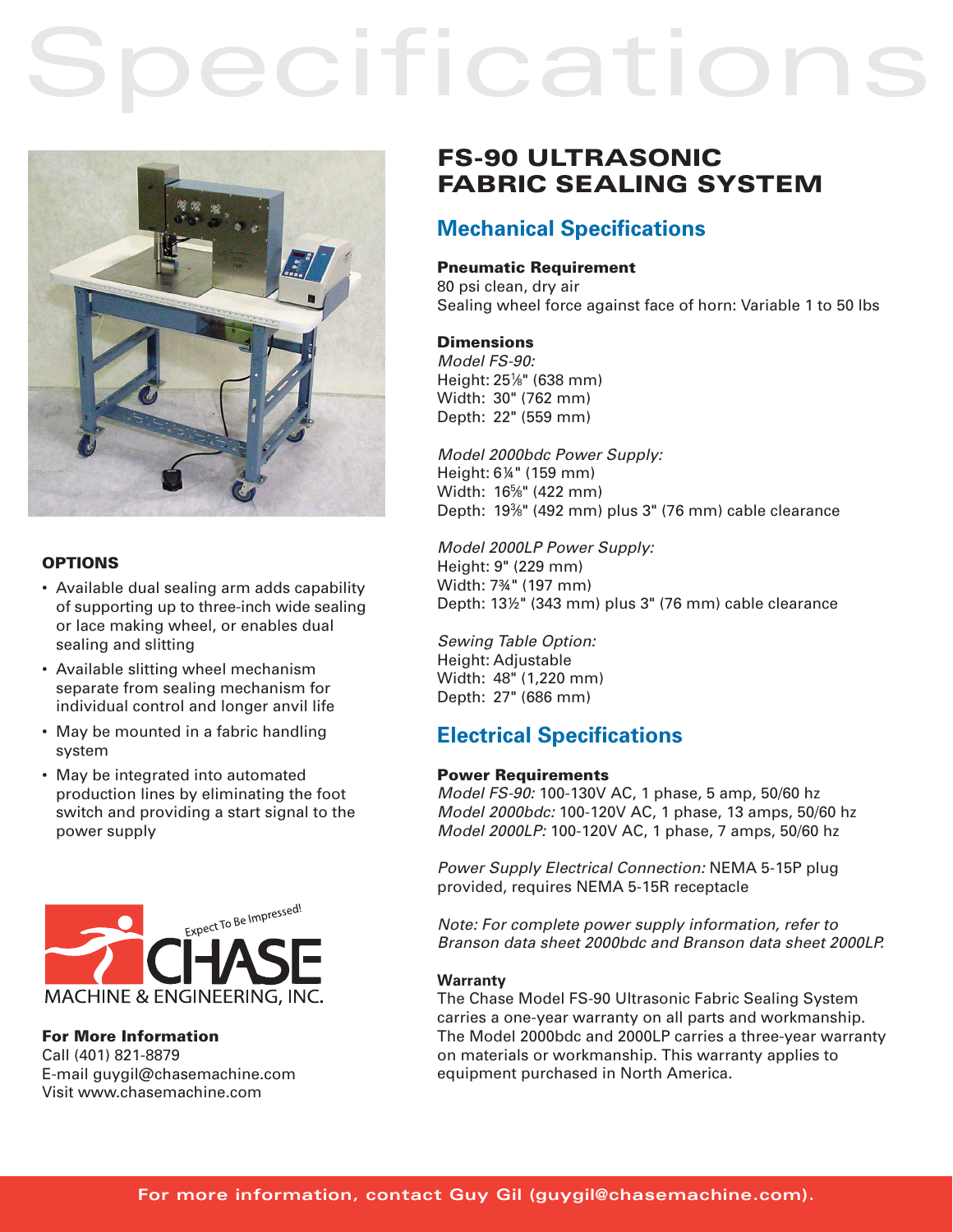# Specifications

## FS-90 ULTRASONIC FABRIC SEALING SYSTEM

### Mechanical Specifications

**Pneumatic Requirement**
80 psi clean, dry air
Sealing wheel force against face of horn: Variable 1 to 50 lbs

**Dimensions**
*Model FS-90:*
Height: 25⅛" (638 mm)
Width: 30" (762 mm)
Depth: 22" (559 mm)

*Model 2000bdc Power Supply:*
Height: 6¼" (159 mm)
Width: 16⅝" (422 mm)
Depth: 19⅜" (492 mm) plus 3" (76 mm) cable clearance

*Model 2000LP Power Supply:*
Height: 9" (229 mm)
Width: 7¾" (197 mm)
Depth: 13½" (343 mm) plus 3" (76 mm) cable clearance

*Sewing Table Option:*
Height: Adjustable
Width: 48" (1,220 mm)
Depth: 27" (686 mm)

### Electrical Specifications

**Power Requirements**
*Model FS-90:* 100-130V AC, 1 phase, 5 amp, 50/60 hz
*Model 2000bdc:* 100-120V AC, 1 phase, 13 amps, 50/60 hz
*Model 2000LP:* 100-120V AC, 1 phase, 7 amps, 50/60 hz

*Power Supply Electrical Connection:* NEMA 5-15P plug provided, requires NEMA 5-15R receptacle

*Note: For complete power supply information, refer to Branson data sheet 2000bdc and Branson data sheet 2000LP.*

**Warranty**
The Chase Model FS-90 Ultrasonic Fabric Sealing System carries a one-year warranty on all parts and workmanship. The Model 2000bdc and 2000LP carries a three-year warranty on materials or workmanship. This warranty applies to equipment purchased in North America.

### OPTIONS

- Available dual sealing arm adds capability of supporting up to three-inch wide sealing or lace making wheel, or enables dual sealing and slitting
- Available slitting wheel mechanism separate from sealing mechanism for individual control and longer anvil life
- May be mounted in a fabric handling system
- May be integrated into automated production lines by eliminating the foot switch and providing a start signal to the power supply

Expect To Be Impressed!
CHASE MACHINE & ENGINEERING, INC.

**For More Information**
Call (401) 821-8879
E-mail guygil@chasemachine.com
Visit www.chasemachine.com

For more information, contact Guy Gil (guygil@chasemachine.com).